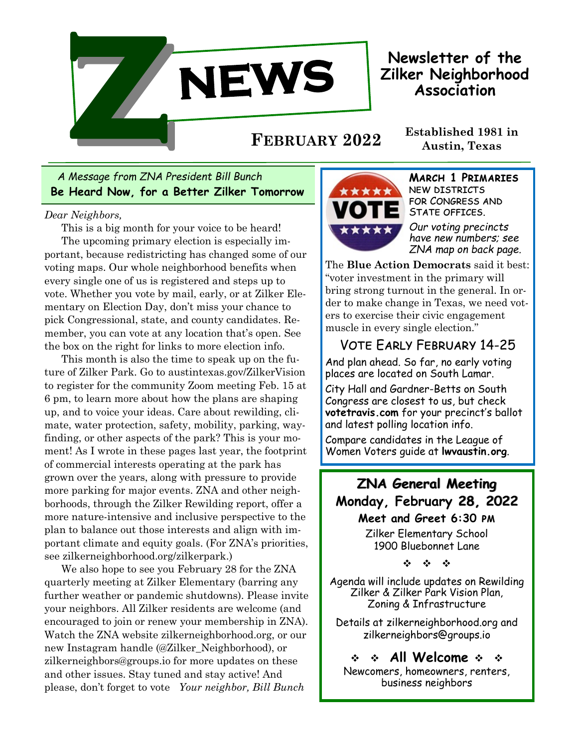# Z NEWS

**Newsletter of the Zilker Neighborhood Association**

**February 2022**

**Established 1981 in Austin, Texas**

*A Message from ZNA President Bill Bunch*

## Be Heard Now, for a Better Zilker Tomorrow

*Dear Neighbors,*

This is a big month for your voice to be heard!

The upcoming primary election is especially important, because redistricting has changed some of our voting maps. Our whole neighborhood benefits when every single one of us is registered and steps up to vote. Whether you vote by mail, early, or at Zilker Elementary on Election Day, don't miss your chance to pick Congressional, state, and county candidates. Remember, you can vote at any location that's open. See the box on the right for links to more election info.

This month is also the time to speak up on the future of Zilker Park. Go to austintexas.gov/ZilkerVision to register for the community Zoom meeting Feb. 15 at 6 pm, to learn more about how the plans are shaping up, and to voice your ideas. Care about rewilding, climate, water protection, safety, mobility, parking, wayfinding, or other aspects of the park? This is your moment! As I wrote in these pages last year, the footprint of commercial interests operating at the park has grown over the years, along with pressure to provide more parking for major events. ZNA and other neighborhoods, through the Zilker Rewilding report, offer a more nature-intensive and inclusive perspective to the plan to balance out those interests and align with important climate and equity goals. (For ZNA's priorities, see zilkerneighborhood.org/zilkerpark.)

We also hope to see you February 28 for the ZNA quarterly meeting at Zilker Elementary (barring any further weather or pandemic shutdowns). Please invite your neighbors. All Zilker residents are welcome (and encouraged to join or renew your membership in ZNA). Watch the ZNA website zilkerneighborhood.org, or our new Instagram handle (@Zilker_Neighborhood), or zilkerneighbors@groups.io for more updates on these and other issues. Stay tuned and stay active! And please, don't forget to vote *Your neighbor, Bill Bunch*

---

**March 1 Primaries**

NEW DISTRICTS FOR CONGRESS AND STATE OFFICES.

*Our voting precincts have new numbers; see ZNA map on back page.*

The **Blue Action Democrats** said it best: "voter investment in the primary will bring strong turnout in the general. In order to make change in Texas, we need voters to exercise their civic engagement muscle in every single election."

### Vote Early February 14-25

And plan ahead. So far, no early voting places are located on South Lamar.

City Hall and Gardner-Betts on South Congress are closest to us, but check **votetravis.com** for your precinct's ballot and latest polling location info.

Compare candidates in the League of Women Voters guide at **lwvaustin.org**.

---

## ZNA General Meeting
## Monday, February 28, 2022

**Meet and Greet 6:30 PM**

Zilker Elementary School
1900 Bluebonnet Lane

❖ ❖ ❖

Agenda will include updates on Rewilding Zilker & Zilker Park Vision Plan, Zoning & Infrastructure

Details at zilkerneighborhood.org and zilkerneighbors@groups.io

❖ ❖ **All Welcome** ❖ ❖

Newcomers, homeowners, renters, business neighbors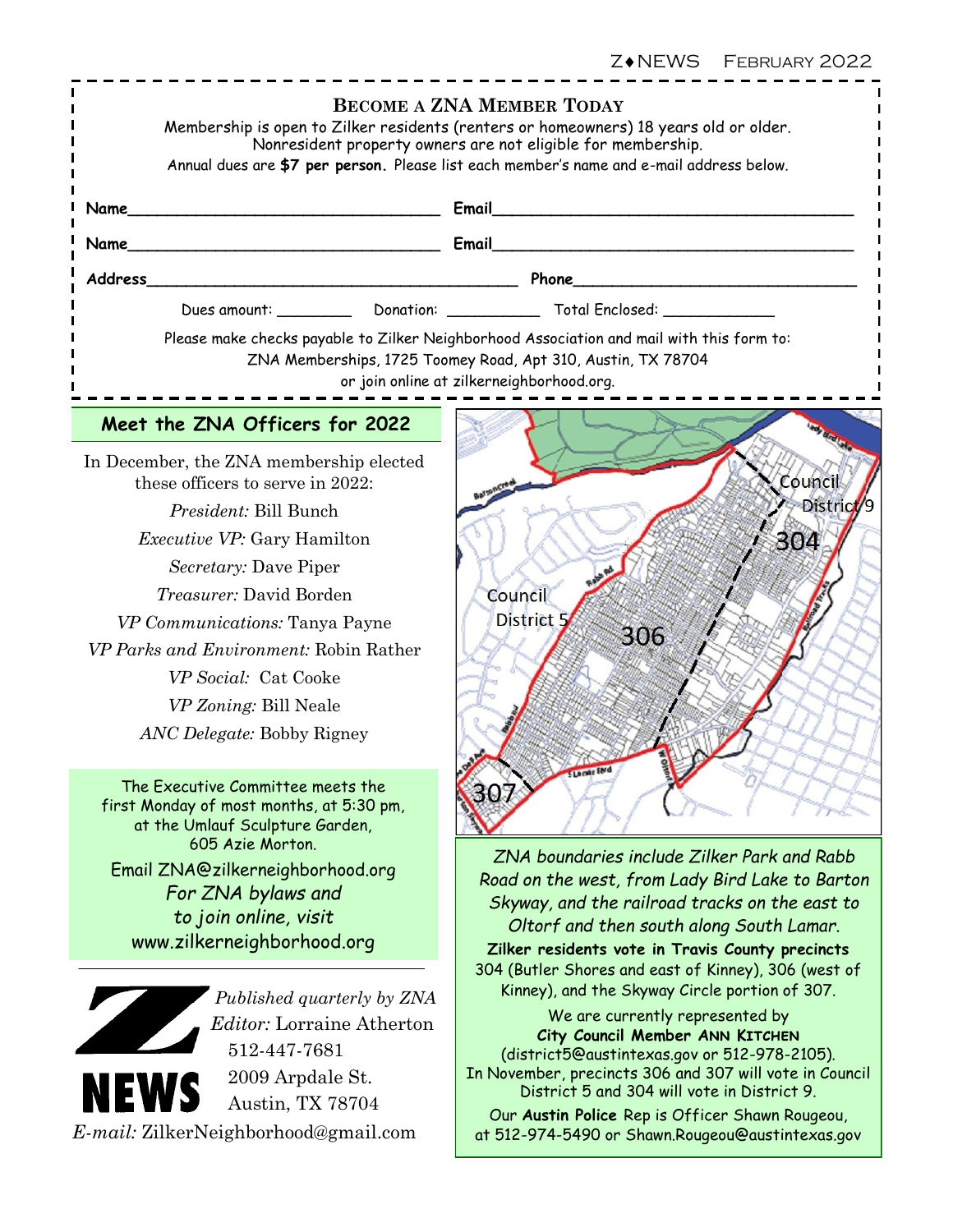## Become a ZNA Member Today

Membership is open to Zilker residents (renters or homeowners) 18 years old or older.
Nonresident property owners are not eligible for membership.
Annual dues are **$7 per person.** Please list each member's name and e-mail address below.

**Name**\_\_\_\_\_\_\_\_\_\_\_\_\_\_\_\_\_\_\_\_\_\_\_\_\_\_\_\_\_\_ **Email**\_\_\_\_\_\_\_\_\_\_\_\_\_\_\_\_\_\_\_\_\_\_\_\_\_\_\_\_\_\_

**Name**\_\_\_\_\_\_\_\_\_\_\_\_\_\_\_\_\_\_\_\_\_\_\_\_\_\_\_\_\_\_ **Email**\_\_\_\_\_\_\_\_\_\_\_\_\_\_\_\_\_\_\_\_\_\_\_\_\_\_\_\_\_\_

**Address**\_\_\_\_\_\_\_\_\_\_\_\_\_\_\_\_\_\_\_\_\_\_\_\_\_\_\_\_\_\_ **Phone**\_\_\_\_\_\_\_\_\_\_\_\_\_\_\_\_\_\_\_\_\_\_\_\_\_\_\_\_\_\_

Dues amount: \_\_\_\_\_\_\_\_ Donation: \_\_\_\_\_\_\_\_\_\_ Total Enclosed: \_\_\_\_\_\_\_\_\_\_\_\_

Please make checks payable to Zilker Neighborhood Association and mail with this form to:
ZNA Memberships, 1725 Toomey Road, Apt 310, Austin, TX 78704
or join online at zilkerneighborhood.org.

## Meet the ZNA Officers for 2022

In December, the ZNA membership elected these officers to serve in 2022:

*President:* Bill Bunch
*Executive VP:* Gary Hamilton
*Secretary:* Dave Piper
*Treasurer:* David Borden
*VP Communications:* Tanya Payne
*VP Parks and Environment:* Robin Rather
*VP Social:* Cat Cooke
*VP Zoning:* Bill Neale
*ANC Delegate:* Bobby Rigney

The Executive Committee meets the first Monday of most months, at 5:30 pm, at the Umlauf Sculpture Garden, 605 Azie Morton.

Email ZNA@zilkerneighborhood.org
*For ZNA bylaws and to join online, visit*
www.zilkerneighborhood.org

Council District 9
304
Council District 5
306
307

*ZNA boundaries include Zilker Park and Rabb Road on the west, from Lady Bird Lake to Barton Skyway, and the railroad tracks on the east to Oltorf and then south along South Lamar.*

**Zilker residents vote in Travis County precincts** 304 (Butler Shores and east of Kinney), 306 (west of Kinney), and the Skyway Circle portion of 307.

We are currently represented by **City Council Member Ann Kitchen** (district5@austintexas.gov or 512-978-2105). In November, precincts 306 and 307 will vote in Council District 5 and 304 will vote in District 9.

Our **Austin Police** Rep is Officer Shawn Rougeou, at 512-974-5490 or Shawn.Rougeou@austintexas.gov

Z NEWS

*Published quarterly by ZNA*
*Editor:* Lorraine Atherton
512-447-7681
2009 Arpdale St.
Austin, TX 78704
*E-mail:* ZilkerNeighborhood@gmail.com